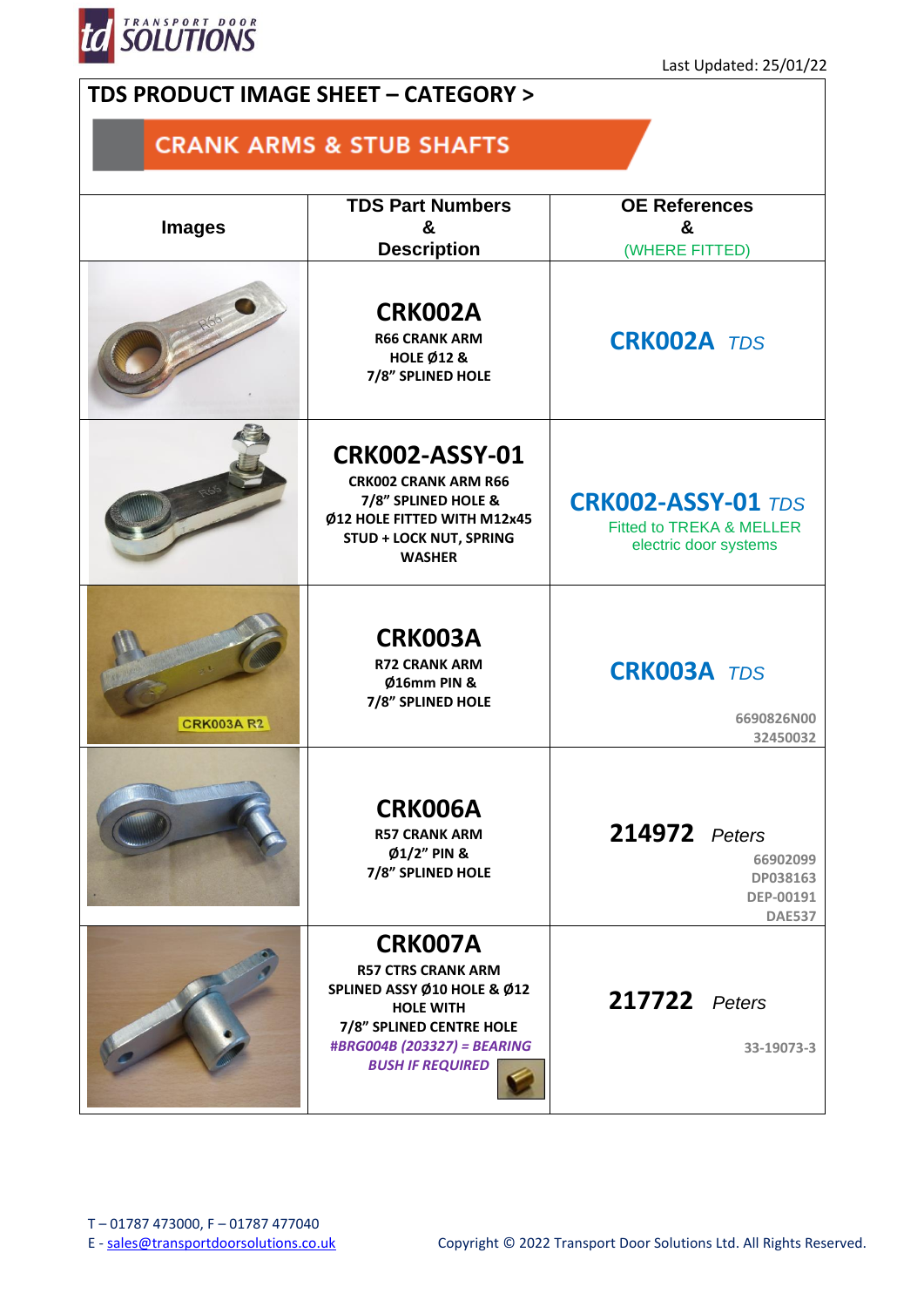Last Updated: 25/01/22

# TDS PRODUCT IMAGE SHEET – CATEGORY >

## CRANK ARMS & STUB SHAFTS

| Images | TDS Part Numbers & Description | OE References & (WHERE FITTED) |
|---|---|---|
| | **CRK002A** R66 CRANK ARM HOLE Ø12 & 7/8" SPLINED HOLE | **CRK002A** *TDS* |
| | **CRK002-ASSY-01** CRK002 CRANK ARM R66 7/8" SPLINED HOLE & Ø12 HOLE FITTED WITH M12x45 STUD + LOCK NUT, SPRING WASHER | **CRK002-ASSY-01** *TDS* Fitted to TREKA & MELLER electric door systems |
| | **CRK003A** R72 CRANK ARM Ø16mm PIN & 7/8" SPLINED HOLE | **CRK003A** *TDS* 6690826N00 32450032 |
| | **CRK006A** R57 CRANK ARM Ø1/2" PIN & 7/8" SPLINED HOLE | **214972** *Peters* 66902099 DP038163 DEP-00191 DAE537 |
| | **CRK007A** R57 CTRS CRANK ARM SPLINED ASSY Ø10 HOLE & Ø12 HOLE WITH 7/8" SPLINED CENTRE HOLE ***#BRG004B (203327) = BEARING BUSH IF REQUIRED*** | **217722** *Peters* 33-19073-3 |

T – 01787 473000, F – 01787 477040
E - sales@transportdoorsolutions.co.uk

Copyright © 2022 Transport Door Solutions Ltd. All Rights Reserved.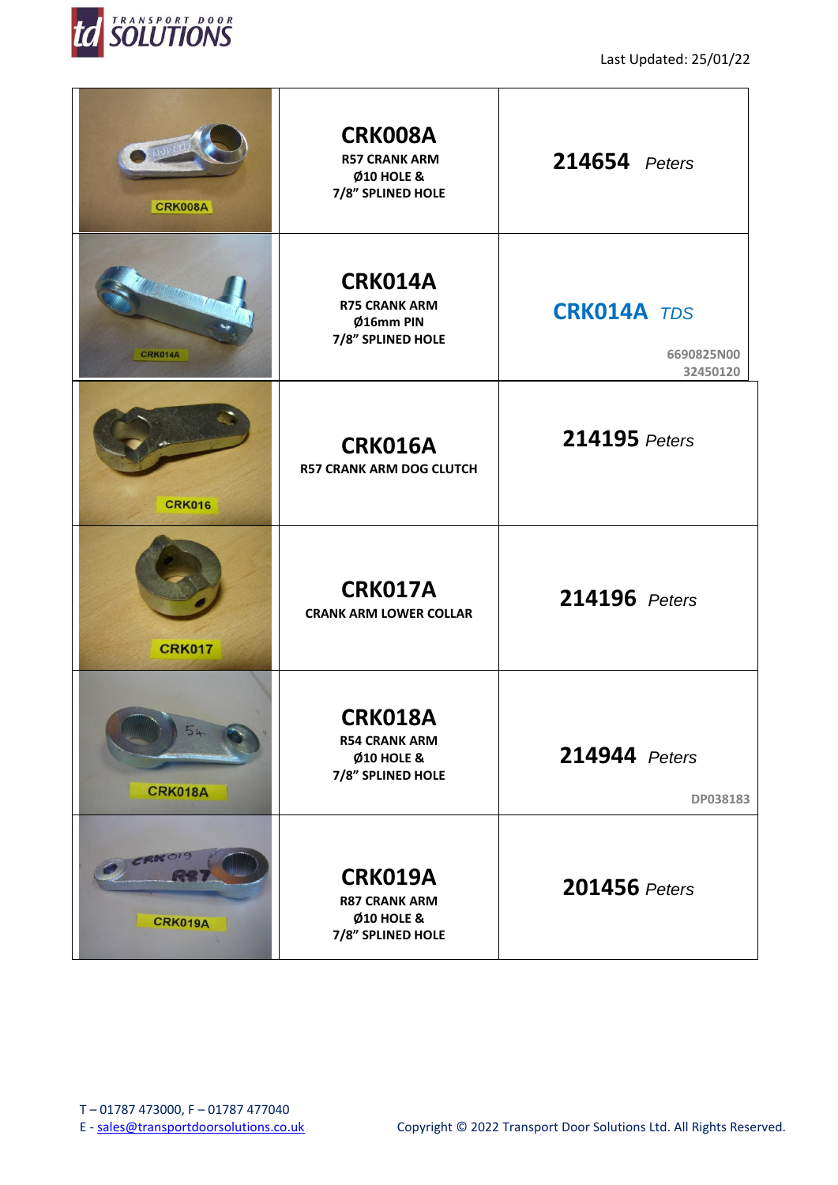Last Updated: 25/01/22

| | | |
|---|---|---|
| CRK008A | **CRK008A**<br>**R57 CRANK ARM**<br>**Ø10 HOLE &**<br>**7/8" SPLINED HOLE** | **214654** *Peters* |
| CRK014A | **CRK014A**<br>**R75 CRANK ARM**<br>**Ø16mm PIN**<br>**7/8" SPLINED HOLE** | **CRK014A** *TDS*<br>**6690825N00**<br>**32450120** |
| CRK016 | **CRK016A**<br>**R57 CRANK ARM DOG CLUTCH** | **214195** *Peters* |
| CRK017 | **CRK017A**<br>**CRANK ARM LOWER COLLAR** | **214196** *Peters* |
| CRK018A | **CRK018A**<br>**R54 CRANK ARM**<br>**Ø10 HOLE &**<br>**7/8" SPLINED HOLE** | **214944** *Peters*<br>**DP038183** |
| CRK019A | **CRK019A**<br>**R87 CRANK ARM**<br>**Ø10 HOLE &**<br>**7/8" SPLINED HOLE** | **201456** *Peters* |

T – 01787 473000, F – 01787 477040
E - sales@transportdoorsolutions.co.uk

Copyright © 2022 Transport Door Solutions Ltd. All Rights Reserved.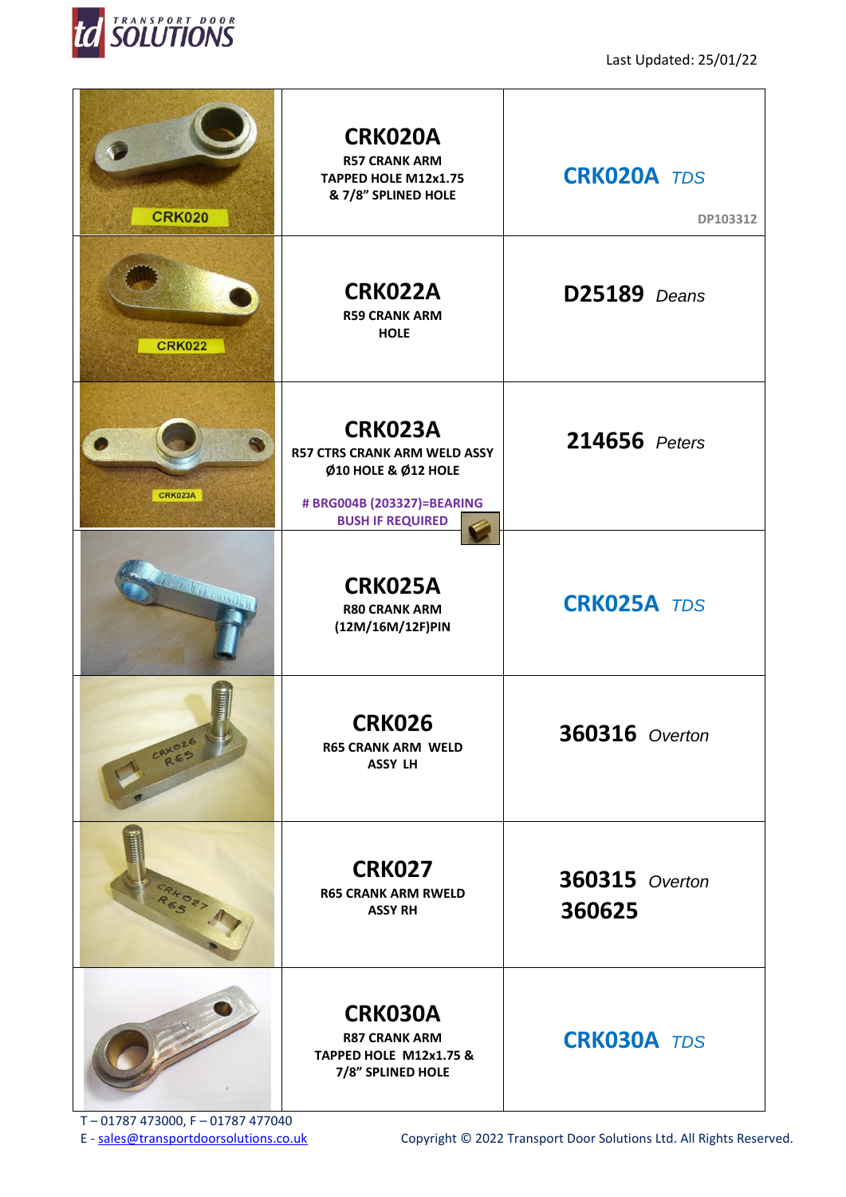Last Updated: 25/01/22

| Image | Part | Cross Reference |
| --- | --- | --- |
| CRK020 | **CRK020A**<br>R57 CRANK ARM<br>TAPPED HOLE M12x1.75<br>& 7/8" SPLINED HOLE | **CRK020A** *TDS*<br>DP103312 |
| CRK022 | **CRK022A**<br>R59 CRANK ARM<br>HOLE | **D25189** *Deans* |
| CRK023A | **CRK023A**<br>R57 CTRS CRANK ARM WELD ASSY<br>Ø10 HOLE & Ø12 HOLE<br># BRG004B (203327)=BEARING BUSH IF REQUIRED | **214656** *Peters* |
| | **CRK025A**<br>R80 CRANK ARM<br>(12M/16M/12F)PIN | **CRK025A** *TDS* |
| CRK026 R65 | **CRK026**<br>R65 CRANK ARM WELD<br>ASSY LH | **360316** *Overton* |
| CRK027 R65 | **CRK027**<br>R65 CRANK ARM RWELD<br>ASSY RH | **360315** *Overton*<br>**360625** |
| | **CRK030A**<br>R87 CRANK ARM<br>TAPPED HOLE M12x1.75 &<br>7/8" SPLINED HOLE | **CRK030A** *TDS* |

T – 01787 473000, F – 01787 477040
E - sales@transportdoorsolutions.co.uk

Copyright © 2022 Transport Door Solutions Ltd. All Rights Reserved.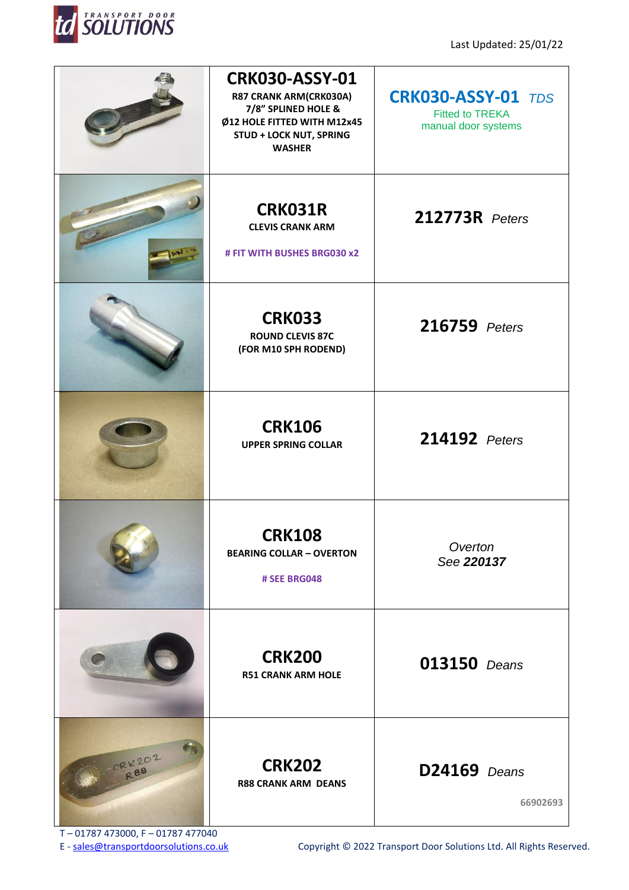Last Updated: 25/01/22

| | | |
|---|---|---|
| | **CRK030-ASSY-01** R87 CRANK ARM(CRK030A) 7/8" SPLINED HOLE & Ø12 HOLE FITTED WITH M12x45 STUD + LOCK NUT, SPRING WASHER | **CRK030-ASSY-01** *TDS* Fitted to TREKA manual door systems |
| | **CRK031R** CLEVIS CRANK ARM # FIT WITH BUSHES BRG030 x2 | **212773R** *Peters* |
| | **CRK033** ROUND CLEVIS 87C (FOR M10 SPH RODEND) | **216759** *Peters* |
| | **CRK106** UPPER SPRING COLLAR | **214192** *Peters* |
| | **CRK108** BEARING COLLAR – OVERTON # SEE BRG048 | *Overton* *See **220137*** |
| | **CRK200** R51 CRANK ARM HOLE | **013150** *Deans* |
| | **CRK202** R88 CRANK ARM DEANS | **D24169** *Deans* 66902693 |

T – 01787 473000, F – 01787 477040
E - sales@transportdoorsolutions.co.uk

Copyright © 2022 Transport Door Solutions Ltd. All Rights Reserved.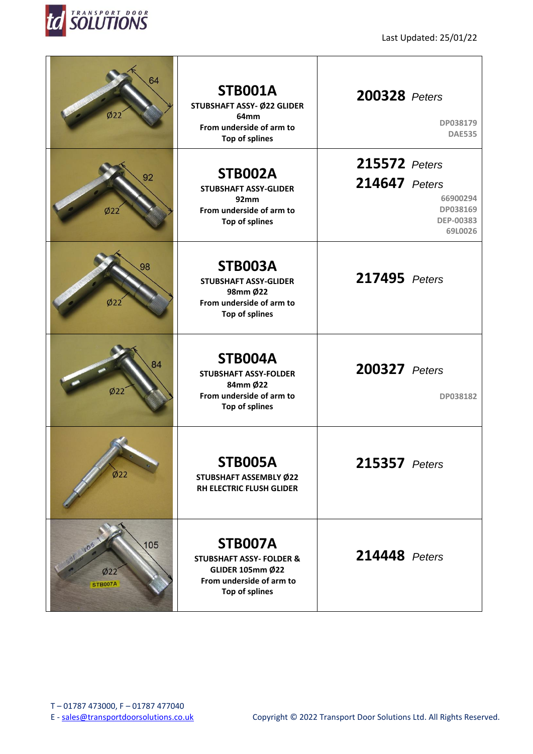Last Updated: 25/01/22

| Image | Part | Cross Reference |
|---|---|---|
| | **STB001A**<br>STUBSHAFT ASSY- Ø22 GLIDER 64mm From underside of arm to Top of splines | **200328** *Peters*<br>DP038179<br>DAE535 |
| | **STB002A**<br>STUBSHAFT ASSY-GLIDER 92mm From underside of arm to Top of splines | **215572** *Peters*<br>**214647** *Peters*<br>66900294<br>DP038169<br>DEP-00383<br>69L0026 |
| | **STB003A**<br>STUBSHAFT ASSY-GLIDER 98mm Ø22 From underside of arm to Top of splines | **217495** *Peters* |
| | **STB004A**<br>STUBSHAFT ASSY-FOLDER 84mm Ø22 From underside of arm to Top of splines | **200327** *Peters*<br>DP038182 |
| | **STB005A**<br>STUBSHAFT ASSEMBLY Ø22 RH ELECTRIC FLUSH GLIDER | **215357** *Peters* |
| | **STB007A**<br>STUBSHAFT ASSY- FOLDER & GLIDER 105mm Ø22 From underside of arm to Top of splines | **214448** *Peters* |

T – 01787 473000, F – 01787 477040
E - sales@transportdoorsolutions.co.uk

Copyright © 2022 Transport Door Solutions Ltd. All Rights Reserved.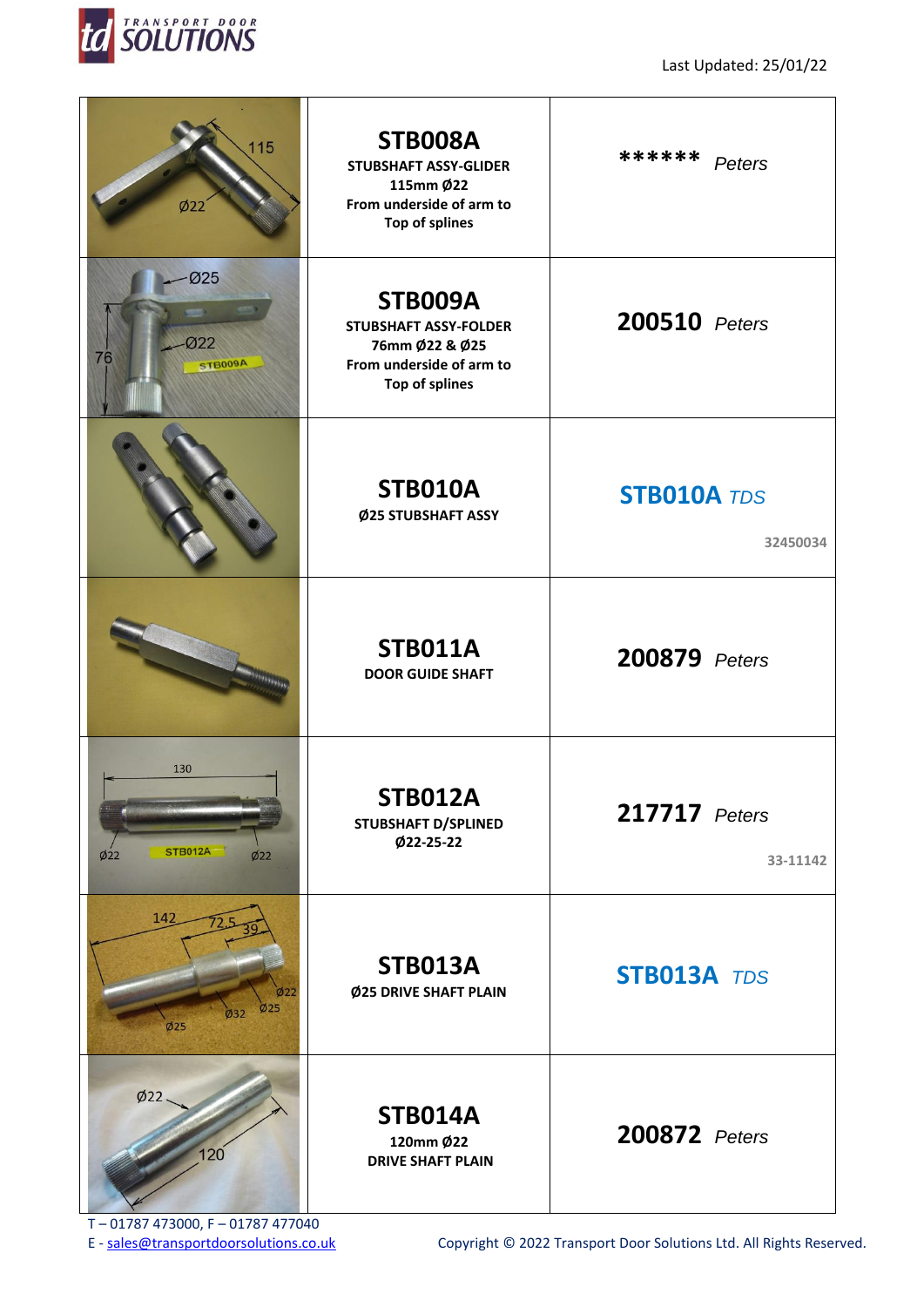Last Updated: 25/01/22

| | | |
|---|---|---|
| | **STB008A**<br>**STUBSHAFT ASSY-GLIDER**<br>**115mm Ø22**<br>**From underside of arm to Top of splines** | **\*\*\*\*\*\*** *Peters* |
| | **STB009A**<br>**STUBSHAFT ASSY-FOLDER**<br>**76mm Ø22 & Ø25**<br>**From underside of arm to Top of splines** | **200510** *Peters* |
| | **STB010A**<br>**Ø25 STUBSHAFT ASSY** | **STB010A** *TDS*<br>**32450034** |
| | **STB011A**<br>**DOOR GUIDE SHAFT** | **200879** *Peters* |
| | **STB012A**<br>**STUBSHAFT D/SPLINED**<br>**Ø22-25-22** | **217717** *Peters*<br>**33-11142** |
| | **STB013A**<br>**Ø25 DRIVE SHAFT PLAIN** | **STB013A** *TDS* |
| | **STB014A**<br>**120mm Ø22**<br>**DRIVE SHAFT PLAIN** | **200872** *Peters* |

T – 01787 473000, F – 01787 477040
E - sales@transportdoorsolutions.co.uk

Copyright © 2022 Transport Door Solutions Ltd. All Rights Reserved.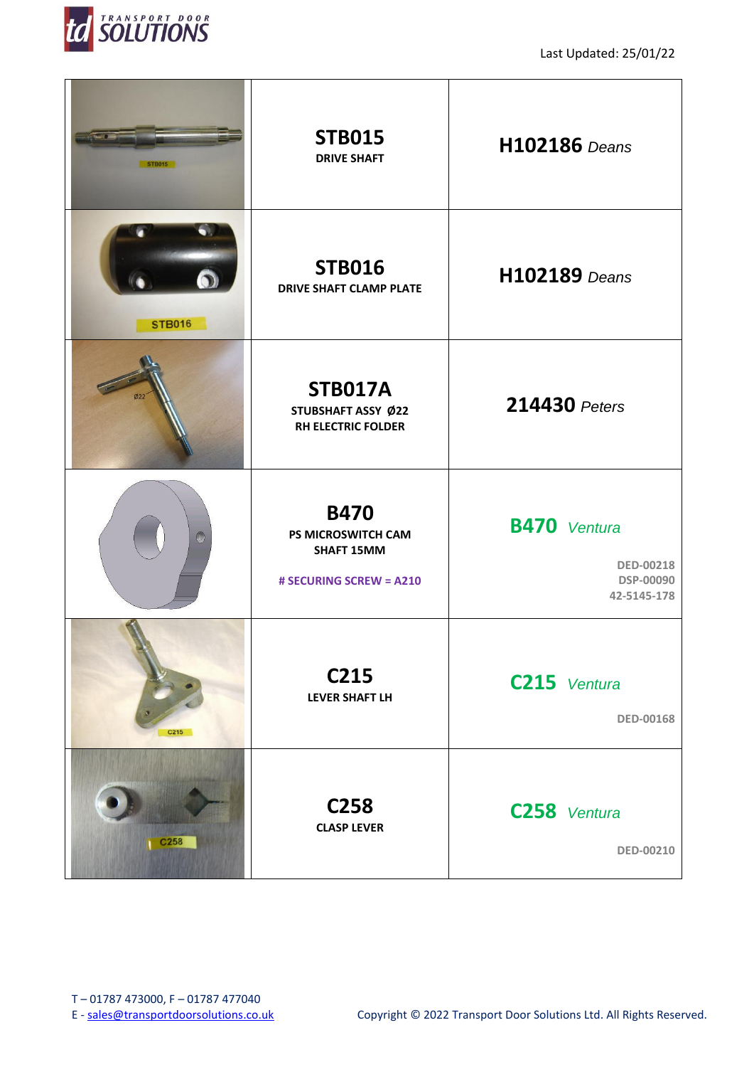Last Updated: 25/01/22

| | | |
|---|---|---|
| | **STB015** DRIVE SHAFT | **H102186** *Deans* |
| | **STB016** DRIVE SHAFT CLAMP PLATE | **H102189** *Deans* |
| | **STB017A** STUBSHAFT ASSY Ø22 RH ELECTRIC FOLDER | **214430** *Peters* |
| | **B470** PS MICROSWITCH CAM SHAFT 15MM # SECURING SCREW = A210 | **B470** *Ventura* DED-00218 DSP-00090 42-5145-178 |
| | **C215** LEVER SHAFT LH | **C215** *Ventura* DED-00168 |
| | **C258** CLASP LEVER | **C258** *Ventura* DED-00210 |

T – 01787 473000, F – 01787 477040
E - sales@transportdoorsolutions.co.uk

Copyright © 2022 Transport Door Solutions Ltd. All Rights Reserved.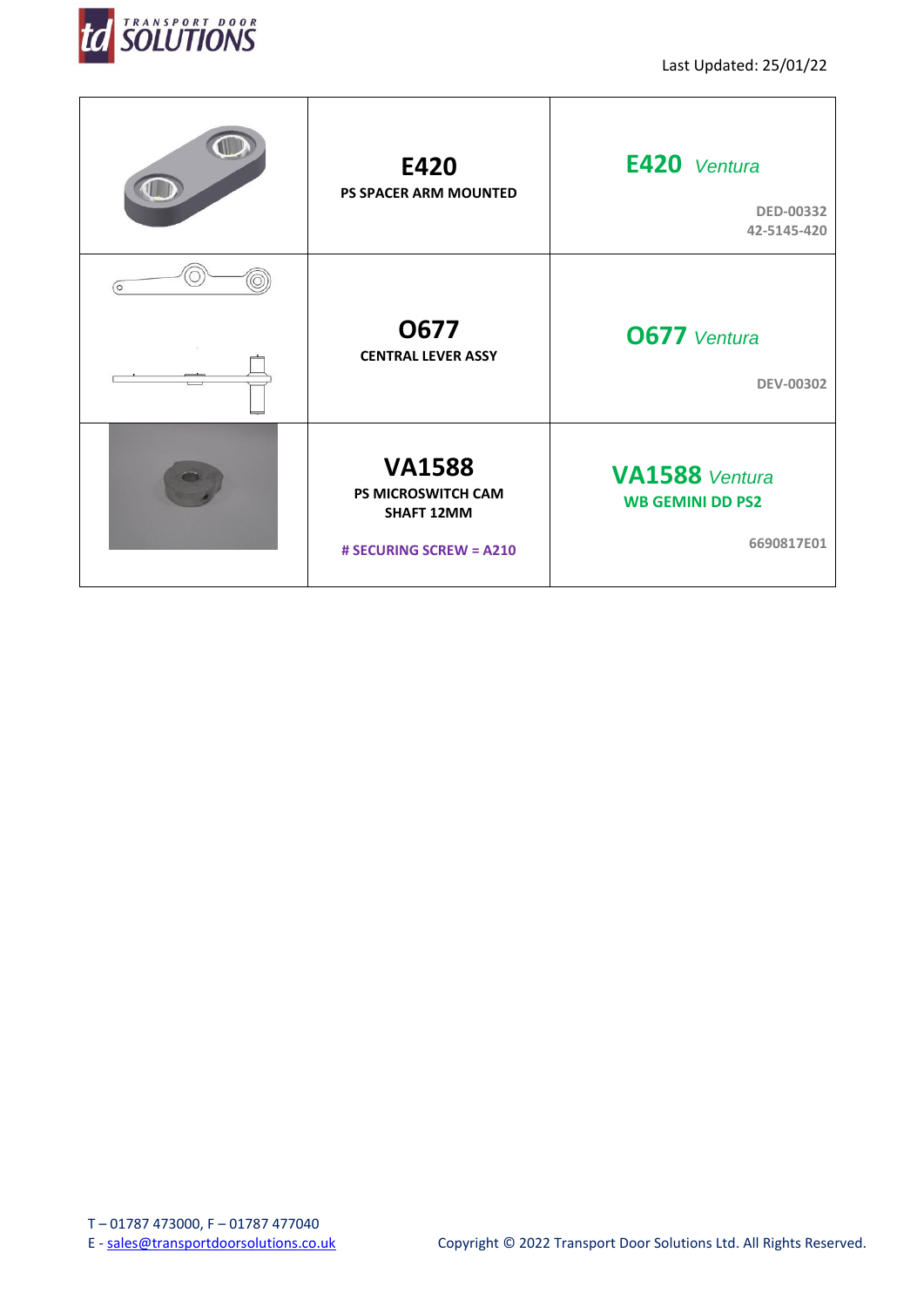Last Updated: 25/01/22

| | | |
|---|---|---|
| | **E420**<br>**PS SPACER ARM MOUNTED** | **E420** *Ventura*<br>DED-00332<br>42-5145-420 |
| | **O677**<br>**CENTRAL LEVER ASSY** | **O677** *Ventura*<br>DEV-00302 |
| | **VA1588**<br>**PS MICROSWITCH CAM SHAFT 12MM**<br>**# SECURING SCREW = A210** | **VA1588** *Ventura*<br>**WB GEMINI DD PS2**<br>6690817E01 |

T – 01787 473000, F – 01787 477040
E - sales@transportdoorsolutions.co.uk

Copyright © 2022 Transport Door Solutions Ltd. All Rights Reserved.